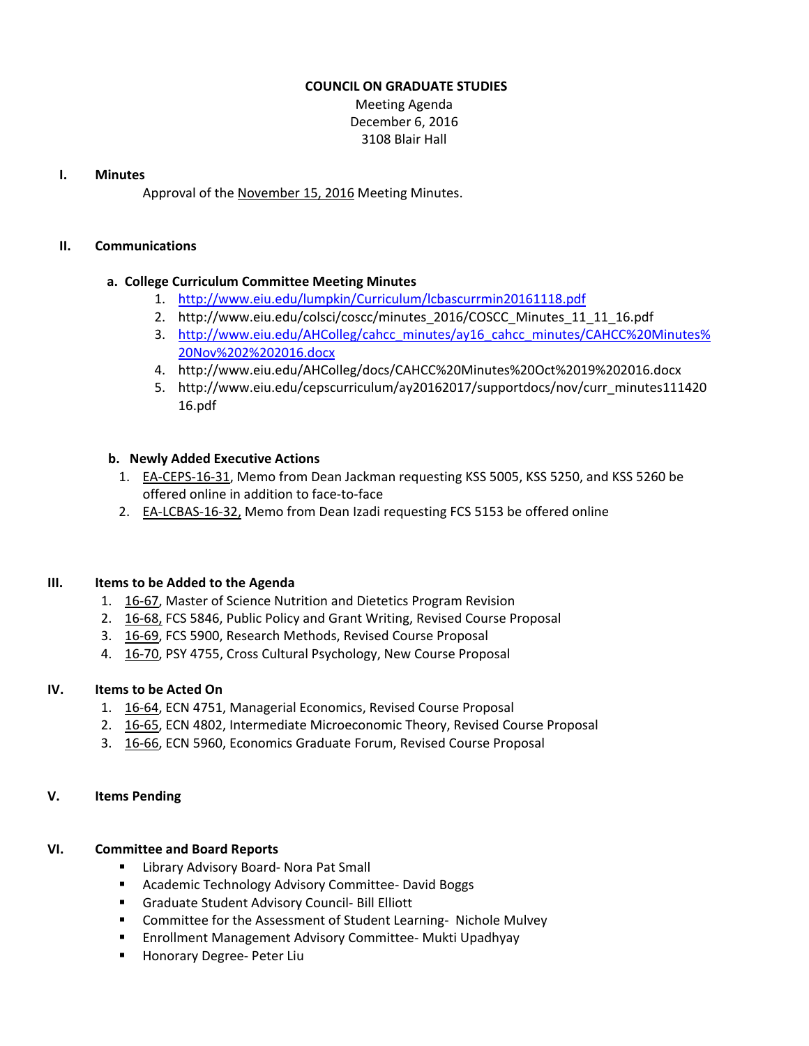# COUNCIL ON GRADUATE STUDIES

Meeting Agenda
December 6, 2016
3108 Blair Hall

## I. Minutes

Approval of the November 15, 2016 Meeting Minutes.

## II. Communications

### a. College Curriculum Committee Meeting Minutes

1. http://www.eiu.edu/lumpkin/Curriculum/lcbascurrmin20161118.pdf
2. http://www.eiu.edu/colsci/coscc/minutes_2016/COSCC_Minutes_11_11_16.pdf
3. http://www.eiu.edu/AHColleg/cahcc_minutes/ay16_cahcc_minutes/CAHCC%20Minutes%20Nov%202%202016.docx
4. http://www.eiu.edu/AHColleg/docs/CAHCC%20Minutes%20Oct%2019%202016.docx
5. http://www.eiu.edu/cepscurriculum/ay20162017/supportdocs/nov/curr_minutes11142016.pdf

### b. Newly Added Executive Actions

1. EA-CEPS-16-31, Memo from Dean Jackman requesting KSS 5005, KSS 5250, and KSS 5260 be offered online in addition to face-to-face
2. EA-LCBAS-16-32, Memo from Dean Izadi requesting FCS 5153 be offered online

## III. Items to be Added to the Agenda

1. 16-67, Master of Science Nutrition and Dietetics Program Revision
2. 16-68, FCS 5846, Public Policy and Grant Writing, Revised Course Proposal
3. 16-69, FCS 5900, Research Methods, Revised Course Proposal
4. 16-70, PSY 4755, Cross Cultural Psychology, New Course Proposal

## IV. Items to be Acted On

1. 16-64, ECN 4751, Managerial Economics, Revised Course Proposal
2. 16-65, ECN 4802, Intermediate Microeconomic Theory, Revised Course Proposal
3. 16-66, ECN 5960, Economics Graduate Forum, Revised Course Proposal

## V. Items Pending

## VI. Committee and Board Reports

- Library Advisory Board- Nora Pat Small
- Academic Technology Advisory Committee- David Boggs
- Graduate Student Advisory Council- Bill Elliott
- Committee for the Assessment of Student Learning- Nichole Mulvey
- Enrollment Management Advisory Committee- Mukti Upadhyay
- Honorary Degree- Peter Liu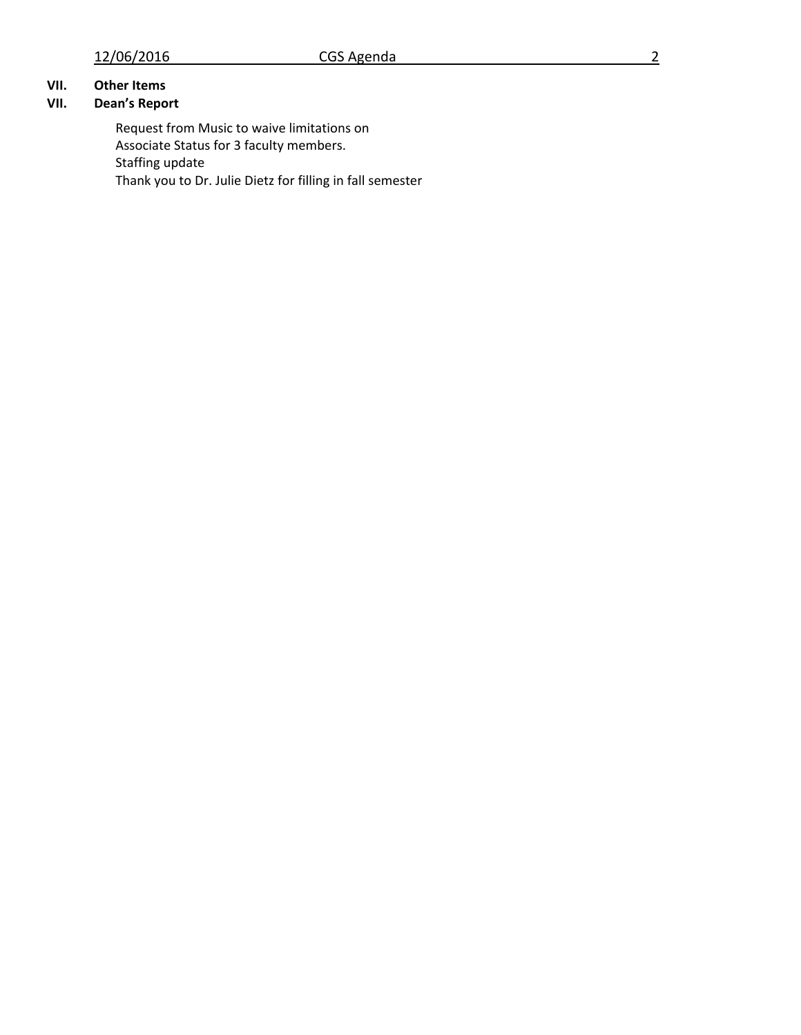**VII. Other Items**

**VII. Dean's Report**

Request from Music to waive limitations on
Associate Status for 3 faculty members.
Staffing update
Thank you to Dr. Julie Dietz for filling in fall semester